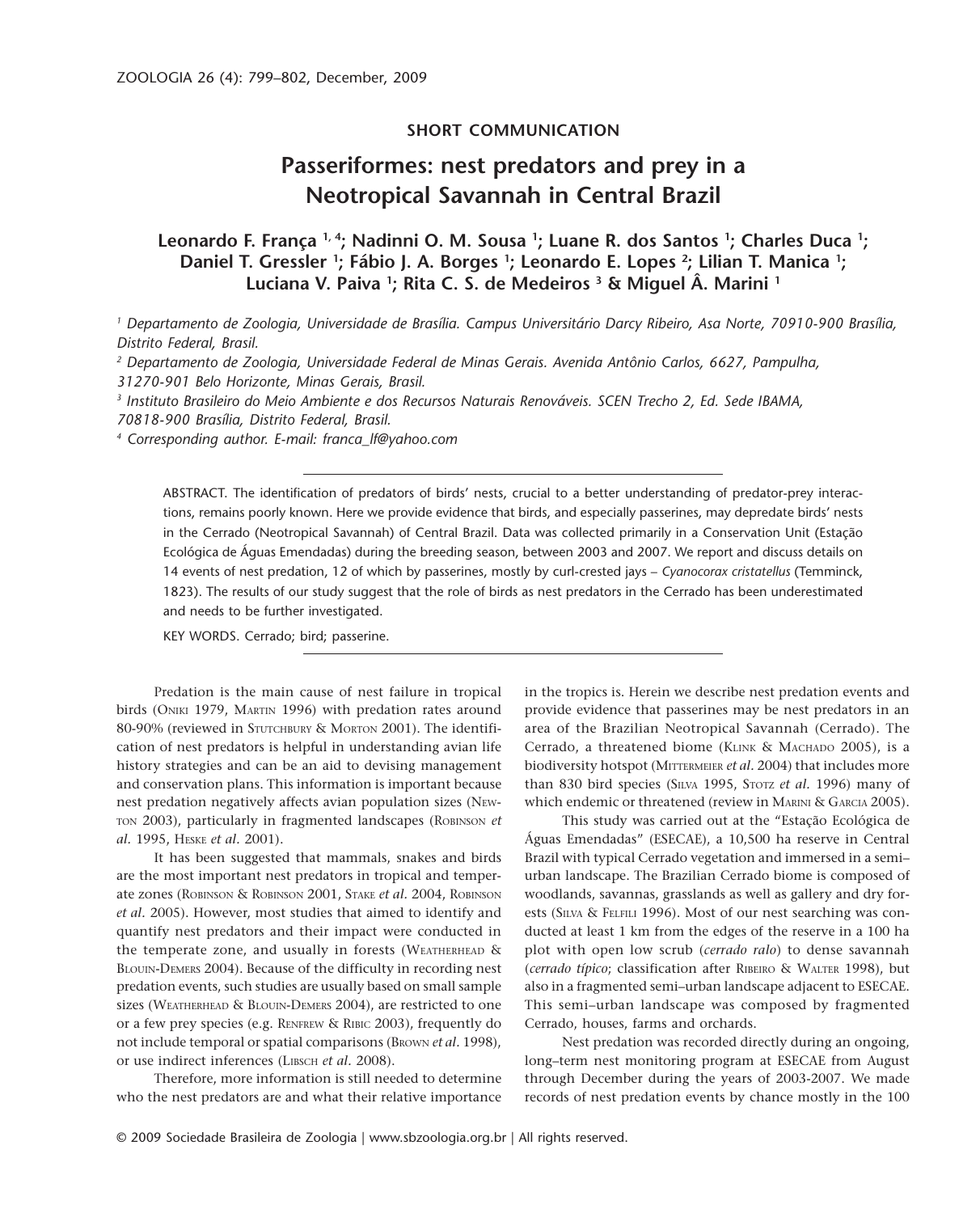SHORT COMMUNICATION

# Passeriformes: nest predators and prey in a Neotropical Savannah in Central Brazil

**Leonardo F. França [1, 4]; Nadinni O. M. Sousa [1]; Luane R. dos Santos [1]; Charles Duca [1]; Daniel T. Gressler [1]; Fábio J. A. Borges [1]; Leonardo E. Lopes [2]; Lilian T. Manica [1]; Luciana V. Paiva [1]; Rita C. S. de Medeiros [3] & Miguel Â. Marini [1]**

[1] *Departamento de Zoologia, Universidade de Brasília. Campus Universitário Darcy Ribeiro, Asa Norte, 70910-900 Brasília, Distrito Federal, Brasil.*

[2] *Departamento de Zoologia, Universidade Federal de Minas Gerais. Avenida Antônio Carlos, 6627, Pampulha, 31270-901 Belo Horizonte, Minas Gerais, Brasil.*

[3] *Instituto Brasileiro do Meio Ambiente e dos Recursos Naturais Renováveis. SCEN Trecho 2, Ed. Sede IBAMA, 70818-900 Brasília, Distrito Federal, Brasil.*

[4] *Corresponding author. E-mail: franca_lf@yahoo.com*

ABSTRACT. The identification of predators of birds' nests, crucial to a better understanding of predator-prey interactions, remains poorly known. Here we provide evidence that birds, and especially passerines, may depredate birds' nests in the Cerrado (Neotropical Savannah) of Central Brazil. Data was collected primarily in a Conservation Unit (Estação Ecológica de Águas Emendadas) during the breeding season, between 2003 and 2007. We report and discuss details on 14 events of nest predation, 12 of which by passerines, mostly by curl-crested jays – *Cyanocorax cristatellus* (Temminck, 1823). The results of our study suggest that the role of birds as nest predators in the Cerrado has been underestimated and needs to be further investigated.

KEY WORDS. Cerrado; bird; passerine.

Predation is the main cause of nest failure in tropical birds (ONIKI 1979, MARTIN 1996) with predation rates around 80-90% (reviewed in STUTCHBURY & MORTON 2001). The identification of nest predators is helpful in understanding avian life history strategies and can be an aid to devising management and conservation plans. This information is important because nest predation negatively affects avian population sizes (NEWTON 2003), particularly in fragmented landscapes (ROBINSON *et al.* 1995, HESKE *et al.* 2001).

It has been suggested that mammals, snakes and birds are the most important nest predators in tropical and temperate zones (ROBINSON & ROBINSON 2001, STAKE *et al.* 2004, ROBINSON *et al.* 2005). However, most studies that aimed to identify and quantify nest predators and their impact were conducted in the temperate zone, and usually in forests (WEATHERHEAD & BLOUIN-DEMERS 2004). Because of the difficulty in recording nest predation events, such studies are usually based on small sample sizes (WEATHERHEAD & BLOUIN-DEMERS 2004), are restricted to one or a few prey species (e.g. RENFREW & RIBIC 2003), frequently do not include temporal or spatial comparisons (BROWN *et al.* 1998), or use indirect inferences (LIBSCH *et al.* 2008).

Therefore, more information is still needed to determine who the nest predators are and what their relative importance in the tropics is. Herein we describe nest predation events and provide evidence that passerines may be nest predators in an area of the Brazilian Neotropical Savannah (Cerrado). The Cerrado, a threatened biome (KLINK & MACHADO 2005), is a biodiversity hotspot (MITTERMEIER *et al.* 2004) that includes more than 830 bird species (SILVA 1995, STOTZ *et al.* 1996) many of which endemic or threatened (review in MARINI & GARCIA 2005).

This study was carried out at the "Estação Ecológica de Águas Emendadas" (ESECAE), a 10,500 ha reserve in Central Brazil with typical Cerrado vegetation and immersed in a semi–urban landscape. The Brazilian Cerrado biome is composed of woodlands, savannas, grasslands as well as gallery and dry forests (SILVA & FELFILI 1996). Most of our nest searching was conducted at least 1 km from the edges of the reserve in a 100 ha plot with open low scrub (*cerrado ralo*) to dense savannah (*cerrado típico*; classification after RIBEIRO & WALTER 1998), but also in a fragmented semi–urban landscape adjacent to ESECAE. This semi–urban landscape was composed by fragmented Cerrado, houses, farms and orchards.

Nest predation was recorded directly during an ongoing, long–term nest monitoring program at ESECAE from August through December during the years of 2003-2007. We made records of nest predation events by chance mostly in the 100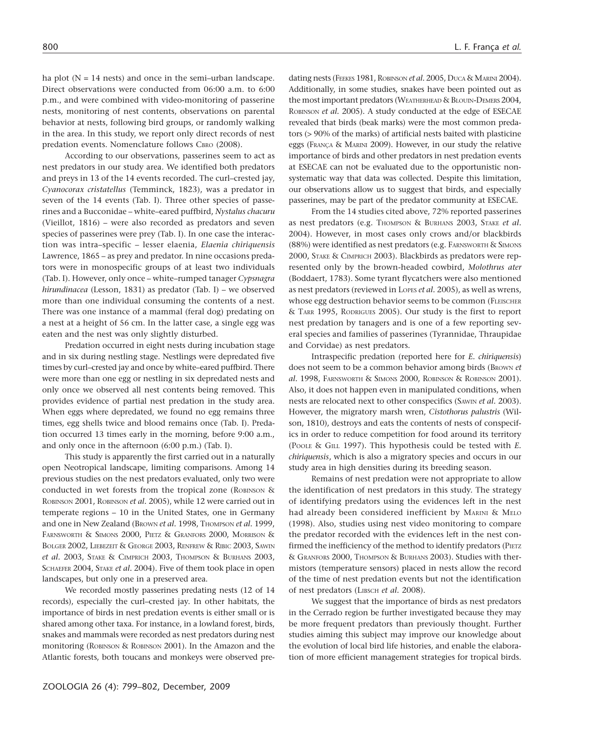ha plot (N = 14 nests) and once in the semi–urban landscape. Direct observations were conducted from 06:00 a.m. to 6:00 p.m., and were combined with video-monitoring of passerine nests, monitoring of nest contents, observations on parental behavior at nests, following bird groups, or randomly walking in the area. In this study, we report only direct records of nest predation events. Nomenclature follows CBRO (2008).

According to our observations, passerines seem to act as nest predators in our study area. We identified both predators and preys in 13 of the 14 events recorded. The curl–crested jay, *Cyanocorax cristatellus* (Temminck, 1823), was a predator in seven of the 14 events (Tab. I). Three other species of passerines and a Bucconidae – white–eared puffbird, *Nystalus chacuru* (Vieillot, 1816) – were also recorded as predators and seven species of passerines were prey (Tab. I). In one case the interaction was intra–specific – lesser elaenia, *Elaenia chiriquensis* Lawrence, 1865 – as prey and predator. In nine occasions predators were in monospecific groups of at least two individuals (Tab. I). However, only once – white–rumped tanager *Cypsnagra hirundinacea* (Lesson, 1831) as predator (Tab. I) – we observed more than one individual consuming the contents of a nest. There was one instance of a mammal (feral dog) predating on a nest at a height of 56 cm. In the latter case, a single egg was eaten and the nest was only slightly disturbed.

Predation occurred in eight nests during incubation stage and in six during nestling stage. Nestlings were depredated five times by curl–crested jay and once by white–eared puffbird. There were more than one egg or nestling in six depredated nests and only once we observed all nest contents being removed. This provides evidence of partial nest predation in the study area. When eggs where depredated, we found no egg remains three times, egg shells twice and blood remains once (Tab. I). Predation occurred 13 times early in the morning, before 9:00 a.m., and only once in the afternoon (6:00 p.m.) (Tab. I).

This study is apparently the first carried out in a naturally open Neotropical landscape, limiting comparisons. Among 14 previous studies on the nest predators evaluated, only two were conducted in wet forests from the tropical zone (ROBINSON & ROBINSON 2001, ROBINSON *et al.* 2005), while 12 were carried out in temperate regions – 10 in the United States, one in Germany and one in New Zealand (BROWN *et al.* 1998, THOMPSON *et al.* 1999, FARNSWORTH & SIMONS 2000, PIETZ & GRANFORS 2000, MORRISON & BOLGER 2002, LIEBEZEIT & GEORGE 2003, RENFREW & RIBIC 2003, SAWIN *et al.* 2003, STAKE & CIMPRICH 2003, THOMPSON & BURHANS 2003, SCHAEFER 2004, STAKE *et al.* 2004). Five of them took place in open landscapes, but only one in a preserved area.

We recorded mostly passerines predating nests (12 of 14 records), especially the curl–crested jay. In other habitats, the importance of birds in nest predation events is either small or is shared among other taxa. For instance, in a lowland forest, birds, snakes and mammals were recorded as nest predators during nest monitoring (ROBINSON & ROBINSON 2001). In the Amazon and the Atlantic forests, both toucans and monkeys were observed predating nests (FEEKES 1981, ROBINSON *et al.* 2005, DUCA & MARINI 2004). Additionally, in some studies, snakes have been pointed out as the most important predators (WEATHERHEAD & BLOUIN-DEMERS 2004, ROBINSON *et al.* 2005). A study conducted at the edge of ESECAE revealed that birds (beak marks) were the most common predators (> 90% of the marks) of artificial nests baited with plasticine eggs (FRANÇA & MARINI 2009). However, in our study the relative importance of birds and other predators in nest predation events at ESECAE can not be evaluated due to the opportunistic nonsystematic way that data was collected. Despite this limitation, our observations allow us to suggest that birds, and especially passerines, may be part of the predator community at ESECAE.

From the 14 studies cited above, 72% reported passerines as nest predators (e.g. THOMPSON & BURHANS 2003, STAKE *et al.* 2004). However, in most cases only crows and/or blackbirds (88%) were identified as nest predators (e.g. FARNSWORTH & SIMONS 2000, STAKE & CIMPRICH 2003). Blackbirds as predators were represented only by the brown-headed cowbird, *Molothrus ater* (Boddaert, 1783). Some tyrant flycatchers were also mentioned as nest predators (reviewed in LOPES *et al.* 2005), as well as wrens, whose egg destruction behavior seems to be common (FLEISCHER & TARR 1995, RODRIGUES 2005). Our study is the first to report nest predation by tanagers and is one of a few reporting several species and families of passerines (Tyrannidae, Thraupidae and Corvidae) as nest predators.

Intraspecific predation (reported here for *E. chiriquensis*) does not seem to be a common behavior among birds (BROWN *et al.* 1998, FARNSWORTH & SIMONS 2000, ROBINSON & ROBINSON 2001). Also, it does not happen even in manipulated conditions, when nests are relocated next to other conspecifics (SAWIN *et al.* 2003). However, the migratory marsh wren, *Cistothorus palustris* (Wilson, 1810), destroys and eats the contents of nests of conspecifics in order to reduce competition for food around its territory (POOLE & GILL 1997). This hypothesis could be tested with *E. chiriquensis*, which is also a migratory species and occurs in our study area in high densities during its breeding season.

Remains of nest predation were not appropriate to allow the identification of nest predators in this study. The strategy of identifying predators using the evidences left in the nest had already been considered inefficient by MARINI & MELO (1998). Also, studies using nest video monitoring to compare the predator recorded with the evidences left in the nest confirmed the inefficiency of the method to identify predators (PIETZ & GRANFORS 2000, THOMPSON & BURHANS 2003). Studies with thermistors (temperature sensors) placed in nests allow the record of the time of nest predation events but not the identification of nest predators (LIBSCH *et al.* 2008).

We suggest that the importance of birds as nest predators in the Cerrado region be further investigated because they may be more frequent predators than previously thought. Further studies aiming this subject may improve our knowledge about the evolution of local bird life histories, and enable the elaboration of more efficient management strategies for tropical birds.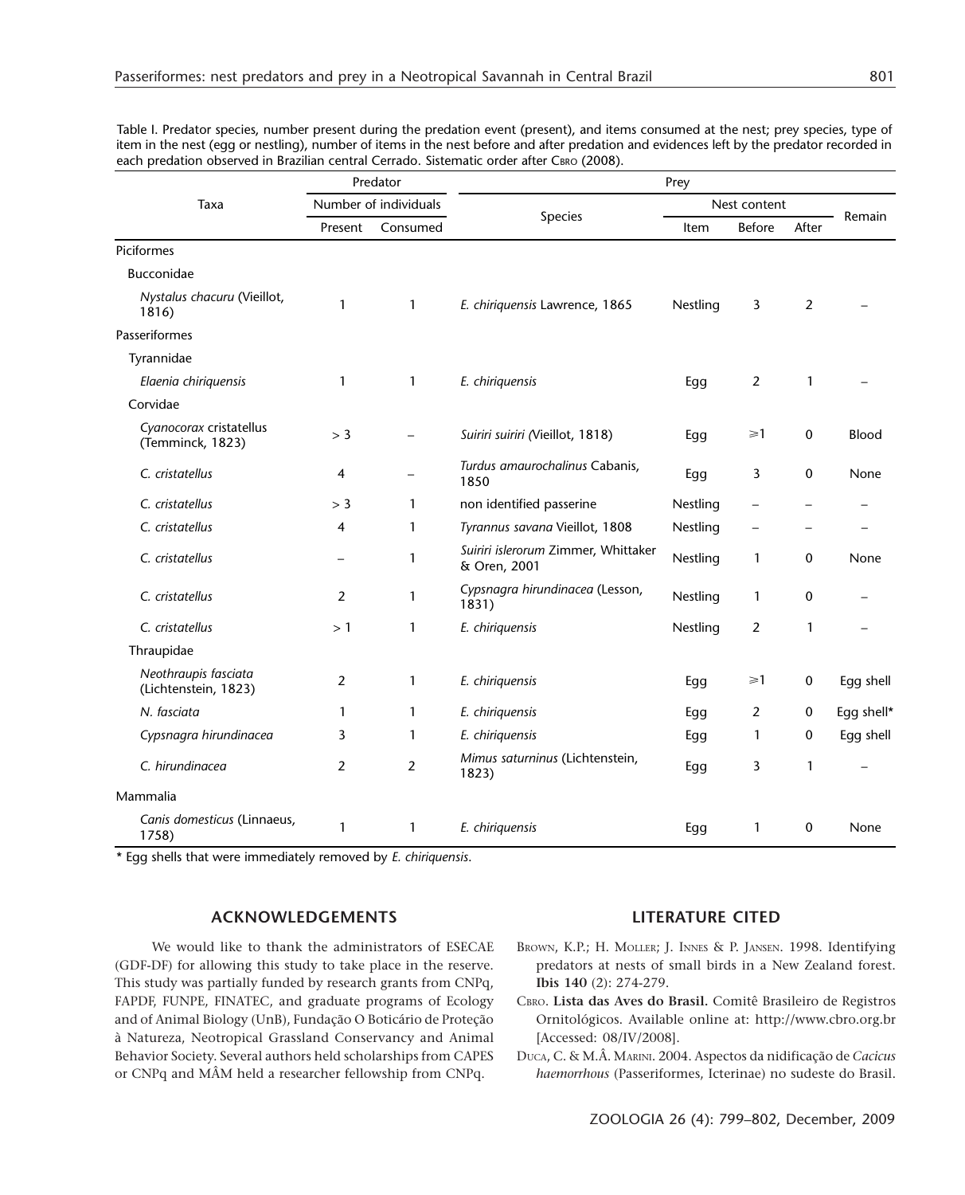Table I. Predator species, number present during the predation event (present), and items consumed at the nest; prey species, type of item in the nest (egg or nestling), number of items in the nest before and after predation and evidences left by the predator recorded in each predation observed in Brazilian central Cerrado. Sistematic order after CBRO (2008).

| Taxa | Predator | | Prey | | | | |
|---|---|---|---|---|---|---|---|
| | Number of individuals | | Species | Nest content | | | Remain |
| | Present | Consumed | | Item | Before | After | |
| Piciformes | | | | | | | |
| Bucconidae | | | | | | | |
| *Nystalus chacuru* (Vieillot, 1816) | 1 | 1 | *E. chiriquensis* Lawrence, 1865 | Nestling | 3 | 2 | – |
| Passeriformes | | | | | | | |
| Tyrannidae | | | | | | | |
| *Elaenia chiriquensis* | 1 | 1 | *E. chiriquensis* | Egg | 2 | 1 | – |
| Corvidae | | | | | | | |
| *Cyanocorax* cristatellus (Temminck, 1823) | > 3 | – | *Suiriri suiriri (*Vieillot, 1818) | Egg | ⩾1 | 0 | Blood |
| *C. cristatellus* | 4 | – | *Turdus amaurochalinus* Cabanis, 1850 | Egg | 3 | 0 | None |
| *C. cristatellus* | > 3 | 1 | non identified passerine | Nestling | – | – | – |
| *C. cristatellus* | 4 | 1 | *Tyrannus savana* Vieillot, 1808 | Nestling | – | – | – |
| *C. cristatellus* | – | 1 | *Suiriri islerorum* Zimmer, Whittaker & Oren, 2001 | Nestling | 1 | 0 | None |
| *C. cristatellus* | 2 | 1 | *Cypsnagra hirundinacea* (Lesson, 1831) | Nestling | 1 | 0 | – |
| *C. cristatellus* | > 1 | 1 | *E. chiriquensis* | Nestling | 2 | 1 | – |
| Thraupidae | | | | | | | |
| *Neothraupis fasciata* (Lichtenstein, 1823) | 2 | 1 | *E. chiriquensis* | Egg | ⩾1 | 0 | Egg shell |
| *N. fasciata* | 1 | 1 | *E. chiriquensis* | Egg | 2 | 0 | Egg shell* |
| *Cypsnagra hirundinacea* | 3 | 1 | *E. chiriquensis* | Egg | 1 | 0 | Egg shell |
| *C. hirundinacea* | 2 | 2 | *Mimus saturninus* (Lichtenstein, 1823) | Egg | 3 | 1 | – |
| Mammalia | | | | | | | |
| *Canis domesticus* (Linnaeus, 1758) | 1 | 1 | *E. chiriquensis* | Egg | 1 | 0 | None |

\* Egg shells that were immediately removed by *E. chiriquensis*.

## ACKNOWLEDGEMENTS

We would like to thank the administrators of ESECAE (GDF-DF) for allowing this study to take place in the reserve. This study was partially funded by research grants from CNPq, FAPDF, FUNPE, FINATEC, and graduate programs of Ecology and of Animal Biology (UnB), Fundação O Boticário de Proteção à Natureza, Neotropical Grassland Conservancy and Animal Behavior Society. Several authors held scholarships from CAPES or CNPq and MÂM held a researcher fellowship from CNPq.

## LITERATURE CITED

BROWN, K.P.; H. MOLLER; J. INNES & P. JANSEN. 1998. Identifying predators at nests of small birds in a New Zealand forest. **Ibis 140** (2): 274-279.

CBRO. **Lista das Aves do Brasil.** Comitê Brasileiro de Registros Ornitológicos. Available online at: http://www.cbro.org.br [Accessed: 08/IV/2008].

DUCA, C. & M.Â. MARINI. 2004. Aspectos da nidificação de *Cacicus haemorrhous* (Passeriformes, Icterinae) no sudeste do Brasil.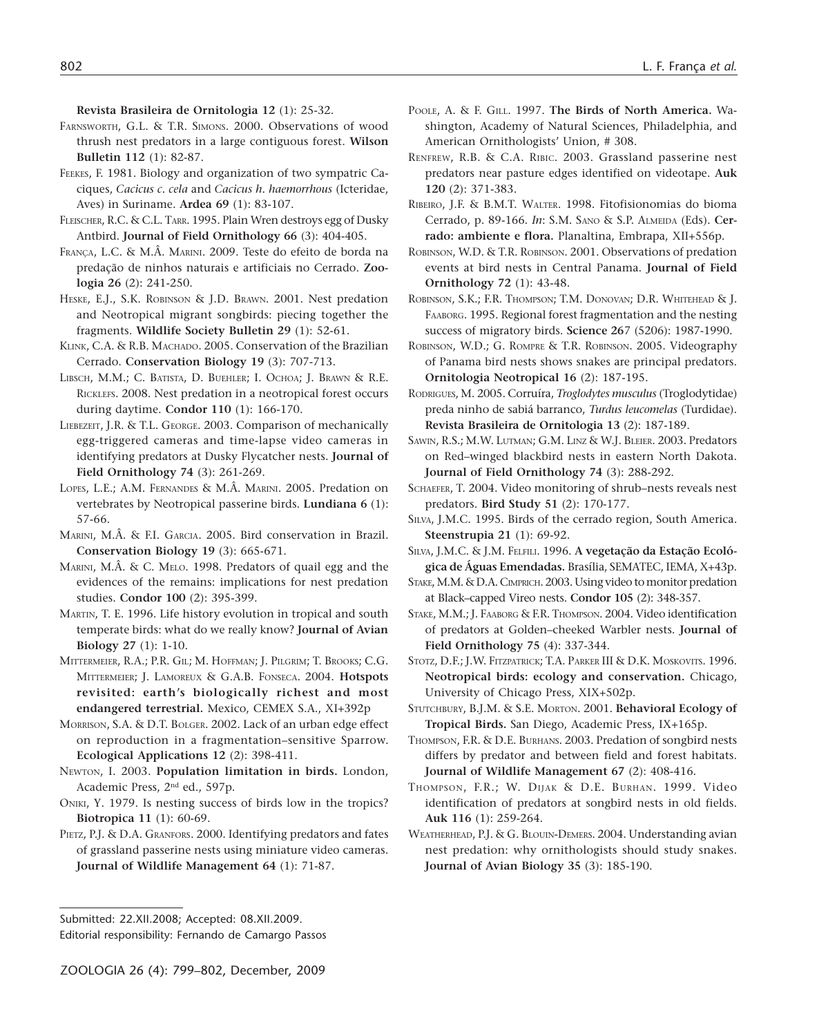**Revista Brasileira de Ornitologia 12** (1): 25-32.

FARNSWORTH, G.L. & T.R. SIMONS. 2000. Observations of wood thrush nest predators in a large contiguous forest. **Wilson Bulletin 112** (1): 82-87.

FEEKES, F. 1981. Biology and organization of two sympatric Caciques, *Cacicus c. cela* and *Cacicus h. haemorrhous* (Icteridae, Aves) in Suriname. **Ardea 69** (1): 83-107.

FLEISCHER, R.C. & C.L. TARR. 1995. Plain Wren destroys egg of Dusky Antbird. **Journal of Field Ornithology 66** (3): 404-405.

FRANÇA, L.C. & M.Â. MARINI. 2009. Teste do efeito de borda na predação de ninhos naturais e artificiais no Cerrado. **Zoologia 26** (2): 241-250.

HESKE, E.J., S.K. ROBINSON & J.D. BRAWN. 2001. Nest predation and Neotropical migrant songbirds: piecing together the fragments. **Wildlife Society Bulletin 29** (1): 52-61.

KLINK, C.A. & R.B. MACHADO. 2005. Conservation of the Brazilian Cerrado. **Conservation Biology 19** (3): 707-713.

LIBSCH, M.M.; C. BATISTA, D. BUEHLER; I. OCHOA; J. BRAWN & R.E. RICKLEFS. 2008. Nest predation in a neotropical forest occurs during daytime. **Condor 110** (1): 166-170.

LIEBEZEIT, J.R. & T.L. GEORGE. 2003. Comparison of mechanically egg-triggered cameras and time-lapse video cameras in identifying predators at Dusky Flycatcher nests. **Journal of Field Ornithology 74** (3): 261-269.

LOPES, L.E.; A.M. FERNANDES & M.Â. MARINI. 2005. Predation on vertebrates by Neotropical passerine birds. **Lundiana 6** (1): 57-66.

MARINI, M.Â. & F.I. GARCIA. 2005. Bird conservation in Brazil. **Conservation Biology 19** (3): 665-671.

MARINI, M.Â. & C. MELO. 1998. Predators of quail egg and the evidences of the remains: implications for nest predation studies. **Condor 100** (2): 395-399.

MARTIN, T. E. 1996. Life history evolution in tropical and south temperate birds: what do we really know? **Journal of Avian Biology 27** (1): 1-10.

MITTERMEIER, R.A.; P.R. GIL; M. HOFFMAN; J. PILGRIM; T. BROOKS; C.G. MITTERMEIER; J. LAMOREUX & G.A.B. FONSECA. 2004. **Hotspots revisited: earth's biologically richest and most endangered terrestrial.** Mexico, CEMEX S.A., XI+392p

MORRISON, S.A. & D.T. BOLGER. 2002. Lack of an urban edge effect on reproduction in a fragmentation–sensitive Sparrow. **Ecological Applications 12** (2): 398-411.

NEWTON, I. 2003. **Population limitation in birds.** London, Academic Press, 2nd ed., 597p.

ONIKI, Y. 1979. Is nesting success of birds low in the tropics? **Biotropica 11** (1): 60-69.

PIETZ, P.J. & D.A. GRANFORS. 2000. Identifying predators and fates of grassland passerine nests using miniature video cameras. **Journal of Wildlife Management 64** (1): 71-87.

POOLE, A. & F. GILL. 1997. **The Birds of North America.** Washington, Academy of Natural Sciences, Philadelphia, and American Ornithologists' Union, # 308.

RENFREW, R.B. & C.A. RIBIC. 2003. Grassland passerine nest predators near pasture edges identified on videotape. **Auk 120** (2): 371-383.

RIBEIRO, J.F. & B.M.T. WALTER. 1998. Fitofisionomias do bioma Cerrado, p. 89-166. *In*: S.M. SANO & S.P. ALMEIDA (Eds). **Cerrado: ambiente e flora.** Planaltina, Embrapa, XII+556p.

ROBINSON, W.D. & T.R. ROBINSON. 2001. Observations of predation events at bird nests in Central Panama. **Journal of Field Ornithology 72** (1): 43-48.

ROBINSON, S.K.; F.R. THOMPSON; T.M. DONOVAN; D.R. WHITEHEAD & J. FAABORG. 1995. Regional forest fragmentation and the nesting success of migratory birds. **Science 267** (5206): 1987-1990.

ROBINSON, W.D.; G. ROMPRE & T.R. ROBINSON. 2005. Videography of Panama bird nests shows snakes are principal predators. **Ornitologia Neotropical 16** (2): 187-195.

RODRIGUES, M. 2005. Corruíra, *Troglodytes musculus* (Troglodytidae) preda ninho de sabiá barranco, *Turdus leucomelas* (Turdidae). **Revista Brasileira de Ornitologia 13** (2): 187-189.

SAWIN, R.S.; M.W. LUTMAN; G.M. LINZ & W.J. BLEIER. 2003. Predators on Red–winged blackbird nests in eastern North Dakota. **Journal of Field Ornithology 74** (3): 288-292.

SCHAEFER, T. 2004. Video monitoring of shrub–nests reveals nest predators. **Bird Study 51** (2): 170-177.

SILVA, J.M.C. 1995. Birds of the cerrado region, South America. **Steenstrupia 21** (1): 69-92.

SILVA, J.M.C. & J.M. FELFILI. 1996. **A vegetação da Estação Ecológica de Águas Emendadas.** Brasília, SEMATEC, IEMA, X+43p.

STAKE, M.M. & D.A. CIMPRICH. 2003. Using video to monitor predation at Black–capped Vireo nests. **Condor 105** (2): 348-357.

STAKE, M.M.; J. FAABORG & F.R. THOMPSON. 2004. Video identification of predators at Golden–cheeked Warbler nests. **Journal of Field Ornithology 75** (4): 337-344.

STOTZ, D.F.; J.W. FITZPATRICK; T.A. PARKER III & D.K. MOSKOVITS. 1996. **Neotropical birds: ecology and conservation.** Chicago, University of Chicago Press, XIX+502p.

STUTCHBURY, B.J.M. & S.E. MORTON. 2001. **Behavioral Ecology of Tropical Birds.** San Diego, Academic Press, IX+165p.

THOMPSON, F.R. & D.E. BURHANS. 2003. Predation of songbird nests differs by predator and between field and forest habitats. **Journal of Wildlife Management 67** (2): 408-416.

THOMPSON, F.R.; W. DIJAK & D.E. BURHAN. 1999. Video identification of predators at songbird nests in old fields. **Auk 116** (1): 259-264.

WEATHERHEAD, P.J. & G. BLOUIN-DEMERS. 2004. Understanding avian nest predation: why ornithologists should study snakes. **Journal of Avian Biology 35** (3): 185-190.

Submitted: 22.XII.2008; Accepted: 08.XII.2009.
Editorial responsibility: Fernando de Camargo Passos